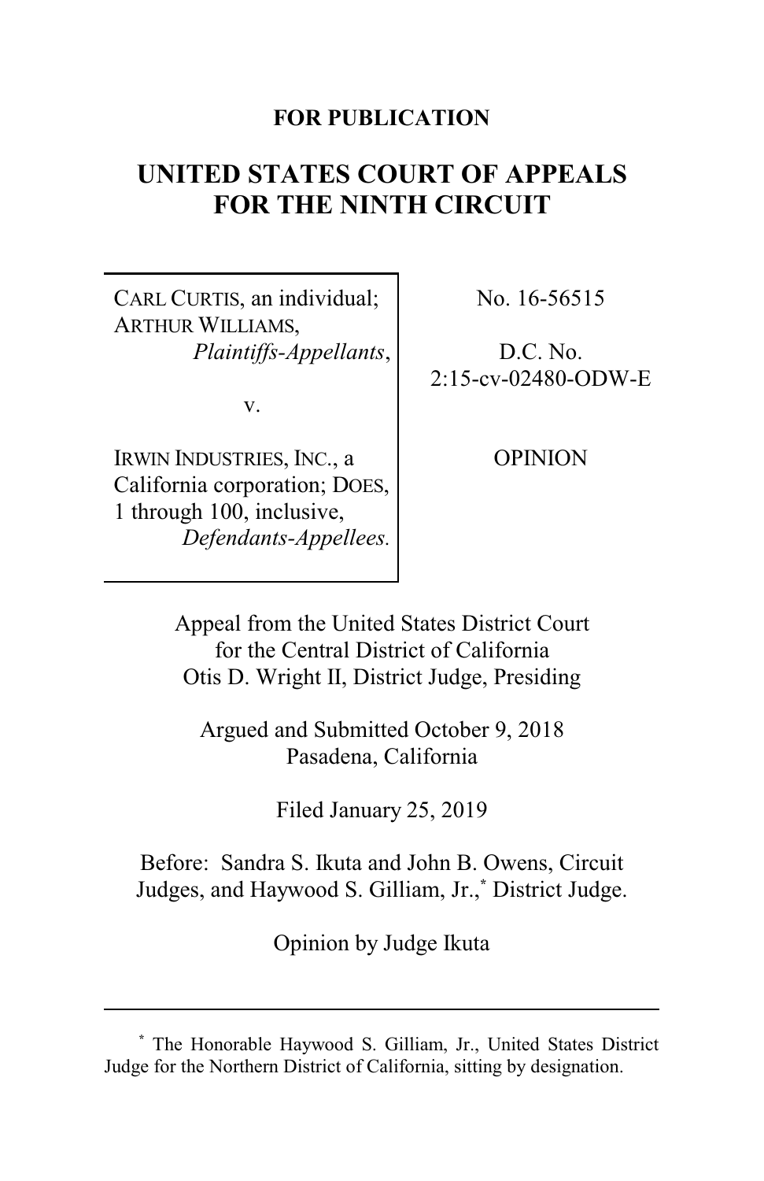**FOR PUBLICATION**

# UNITED STATES COURT OF APPEALS FOR THE NINTH CIRCUIT

| | |
|---|---|
| CARL CURTIS, an individual; ARTHUR WILLIAMS, *Plaintiffs-Appellants*, v. IRWIN INDUSTRIES, INC., a California corporation; DOES, 1 through 100, inclusive, *Defendants-Appellees.* | No. 16-56515<br><br>D.C. No. 2:15-cv-02480-ODW-E<br><br>OPINION |

Appeal from the United States District Court for the Central District of California
Otis D. Wright II, District Judge, Presiding

Argued and Submitted October 9, 2018
Pasadena, California

Filed January 25, 2019

Before: Sandra S. Ikuta and John B. Owens, Circuit Judges, and Haywood S. Gilliam, Jr.,[*] District Judge.

Opinion by Judge Ikuta

---

[*] The Honorable Haywood S. Gilliam, Jr., United States District Judge for the Northern District of California, sitting by designation.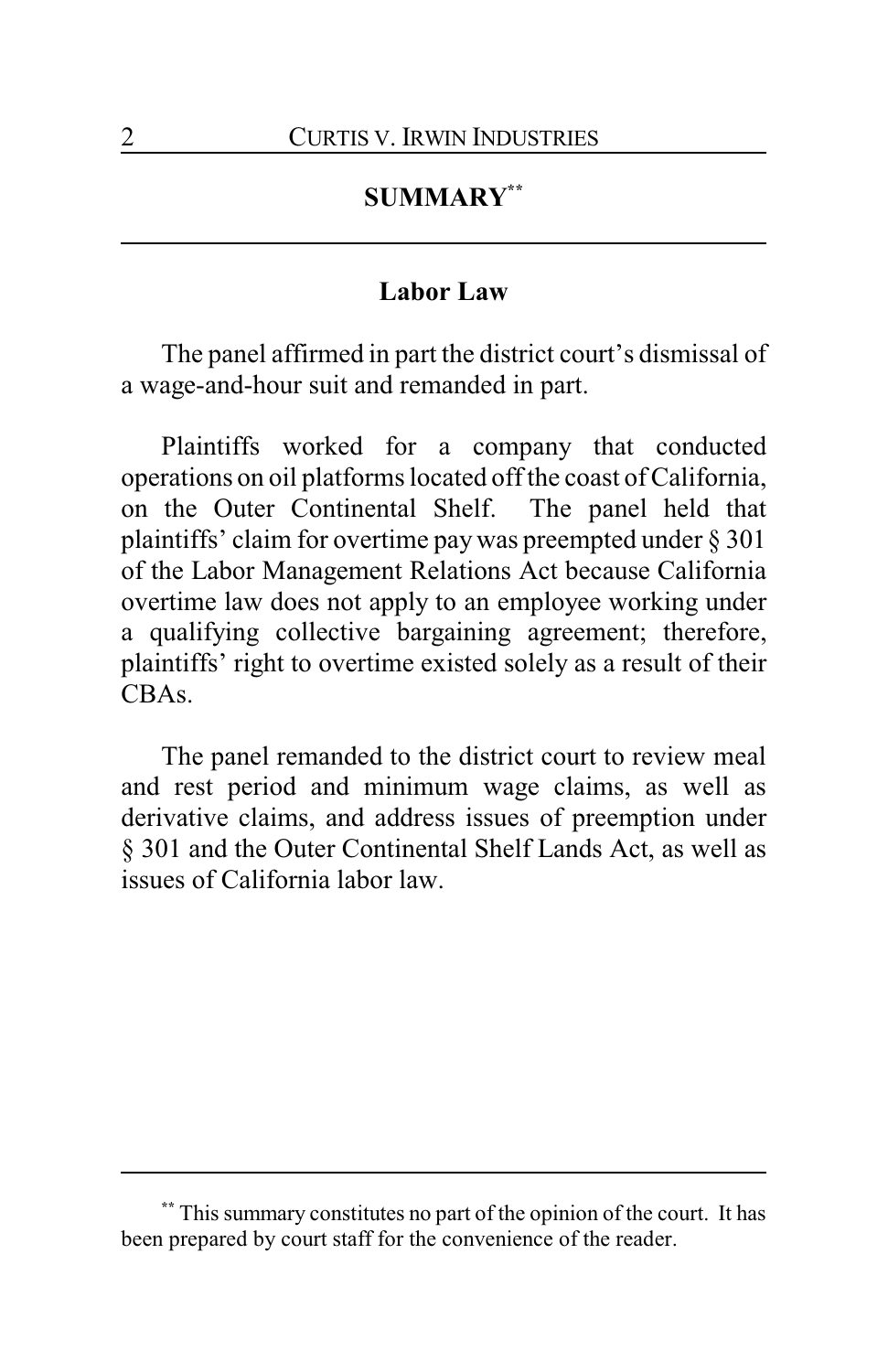## SUMMARY[**]

### Labor Law

The panel affirmed in part the district court's dismissal of a wage-and-hour suit and remanded in part.

Plaintiffs worked for a company that conducted operations on oil platforms located off the coast of California, on the Outer Continental Shelf. The panel held that plaintiffs' claim for overtime pay was preempted under § 301 of the Labor Management Relations Act because California overtime law does not apply to an employee working under a qualifying collective bargaining agreement; therefore, plaintiffs' right to overtime existed solely as a result of their CBAs.

The panel remanded to the district court to review meal and rest period and minimum wage claims, as well as derivative claims, and address issues of preemption under § 301 and the Outer Continental Shelf Lands Act, as well as issues of California labor law.

---

[**] This summary constitutes no part of the opinion of the court. It has been prepared by court staff for the convenience of the reader.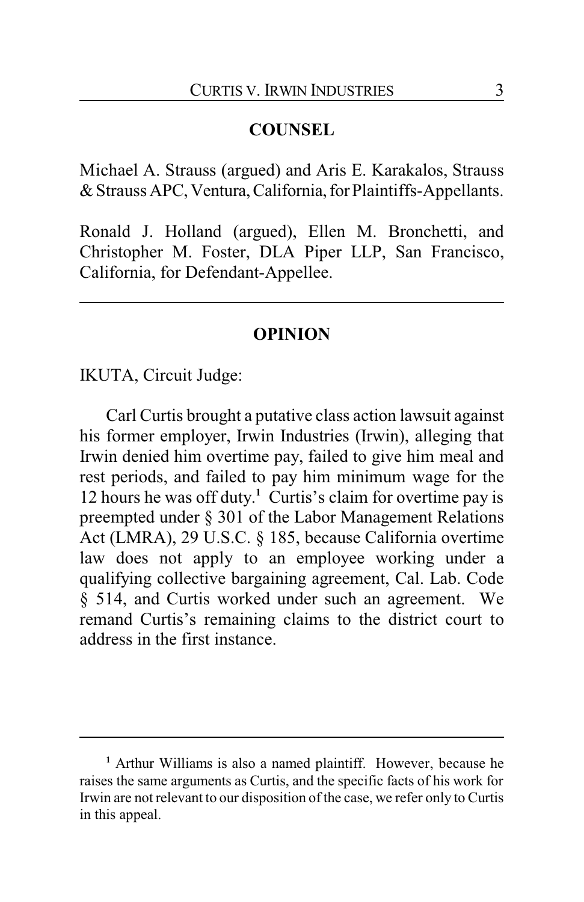## COUNSEL

Michael A. Strauss (argued) and Aris E. Karakalos, Strauss & Strauss APC, Ventura, California, for Plaintiffs-Appellants.

Ronald J. Holland (argued), Ellen M. Bronchetti, and Christopher M. Foster, DLA Piper LLP, San Francisco, California, for Defendant-Appellee.

---

## OPINION

IKUTA, Circuit Judge:

Carl Curtis brought a putative class action lawsuit against his former employer, Irwin Industries (Irwin), alleging that Irwin denied him overtime pay, failed to give him meal and rest periods, and failed to pay him minimum wage for the 12 hours he was off duty.[1] Curtis's claim for overtime pay is preempted under § 301 of the Labor Management Relations Act (LMRA), 29 U.S.C. § 185, because California overtime law does not apply to an employee working under a qualifying collective bargaining agreement, Cal. Lab. Code § 514, and Curtis worked under such an agreement. We remand Curtis's remaining claims to the district court to address in the first instance.

---

[1] Arthur Williams is also a named plaintiff. However, because he raises the same arguments as Curtis, and the specific facts of his work for Irwin are not relevant to our disposition of the case, we refer only to Curtis in this appeal.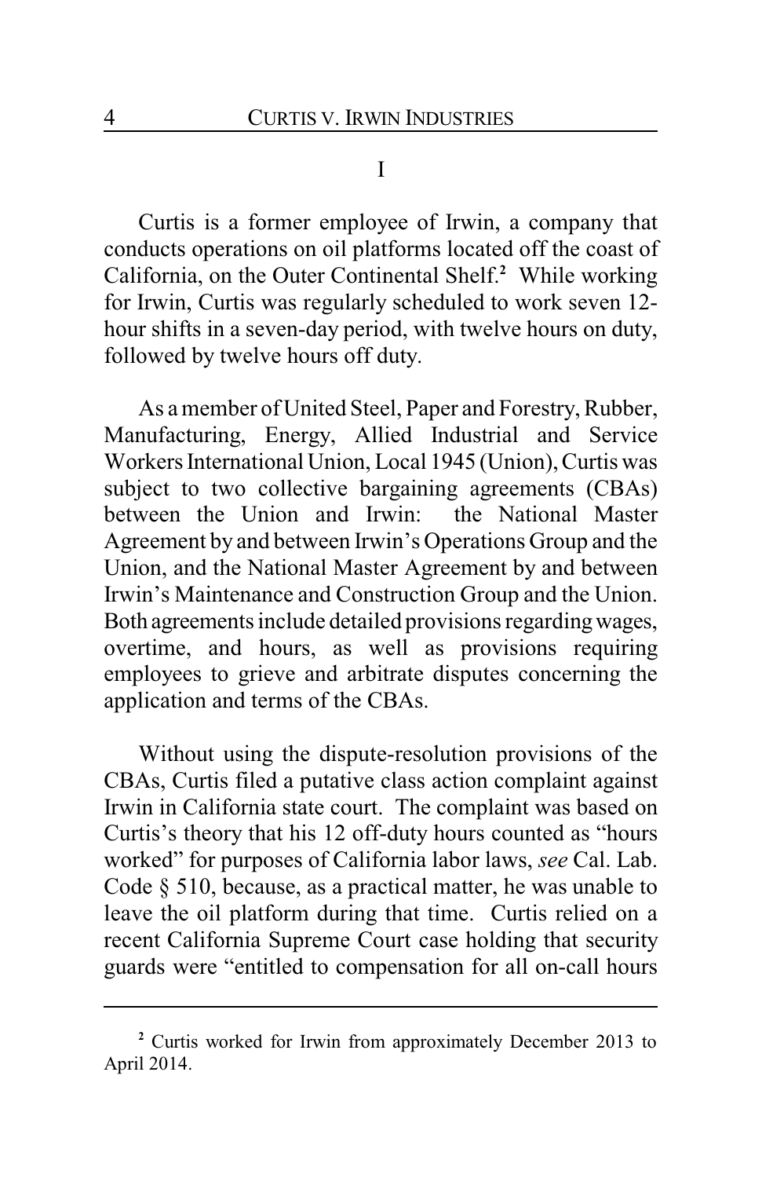## I

Curtis is a former employee of Irwin, a company that conducts operations on oil platforms located off the coast of California, on the Outer Continental Shelf.[2] While working for Irwin, Curtis was regularly scheduled to work seven 12-hour shifts in a seven-day period, with twelve hours on duty, followed by twelve hours off duty.

As a member of United Steel, Paper and Forestry, Rubber, Manufacturing, Energy, Allied Industrial and Service Workers International Union, Local 1945 (Union), Curtis was subject to two collective bargaining agreements (CBAs) between the Union and Irwin: the National Master Agreement by and between Irwin's Operations Group and the Union, and the National Master Agreement by and between Irwin's Maintenance and Construction Group and the Union. Both agreements include detailed provisions regarding wages, overtime, and hours, as well as provisions requiring employees to grieve and arbitrate disputes concerning the application and terms of the CBAs.

Without using the dispute-resolution provisions of the CBAs, Curtis filed a putative class action complaint against Irwin in California state court. The complaint was based on Curtis's theory that his 12 off-duty hours counted as "hours worked" for purposes of California labor laws, *see* Cal. Lab. Code § 510, because, as a practical matter, he was unable to leave the oil platform during that time. Curtis relied on a recent California Supreme Court case holding that security guards were "entitled to compensation for all on-call hours

---

[2] Curtis worked for Irwin from approximately December 2013 to April 2014.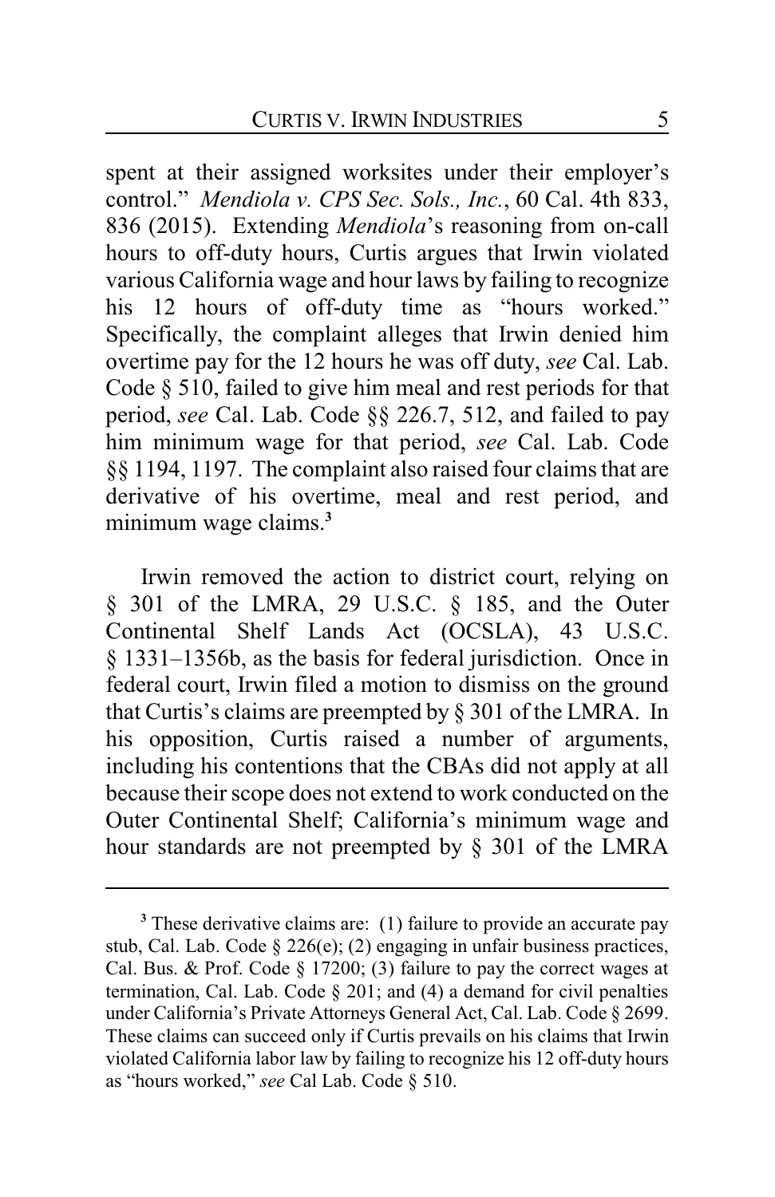spent at their assigned worksites under their employer's control." *Mendiola v. CPS Sec. Sols., Inc.*, 60 Cal. 4th 833, 836 (2015). Extending *Mendiola*'s reasoning from on-call hours to off-duty hours, Curtis argues that Irwin violated various California wage and hour laws by failing to recognize his 12 hours of off-duty time as "hours worked." Specifically, the complaint alleges that Irwin denied him overtime pay for the 12 hours he was off duty, *see* Cal. Lab. Code § 510, failed to give him meal and rest periods for that period, *see* Cal. Lab. Code §§ 226.7, 512, and failed to pay him minimum wage for that period, *see* Cal. Lab. Code §§ 1194, 1197. The complaint also raised four claims that are derivative of his overtime, meal and rest period, and minimum wage claims.[3]

Irwin removed the action to district court, relying on § 301 of the LMRA, 29 U.S.C. § 185, and the Outer Continental Shelf Lands Act (OCSLA), 43 U.S.C. § 1331–1356b, as the basis for federal jurisdiction. Once in federal court, Irwin filed a motion to dismiss on the ground that Curtis's claims are preempted by § 301 of the LMRA. In his opposition, Curtis raised a number of arguments, including his contentions that the CBAs did not apply at all because their scope does not extend to work conducted on the Outer Continental Shelf; California's minimum wage and hour standards are not preempted by § 301 of the LMRA

[3] These derivative claims are: (1) failure to provide an accurate pay stub, Cal. Lab. Code § 226(e); (2) engaging in unfair business practices, Cal. Bus. & Prof. Code § 17200; (3) failure to pay the correct wages at termination, Cal. Lab. Code § 201; and (4) a demand for civil penalties under California's Private Attorneys General Act, Cal. Lab. Code § 2699. These claims can succeed only if Curtis prevails on his claims that Irwin violated California labor law by failing to recognize his 12 off-duty hours as "hours worked," *see* Cal Lab. Code § 510.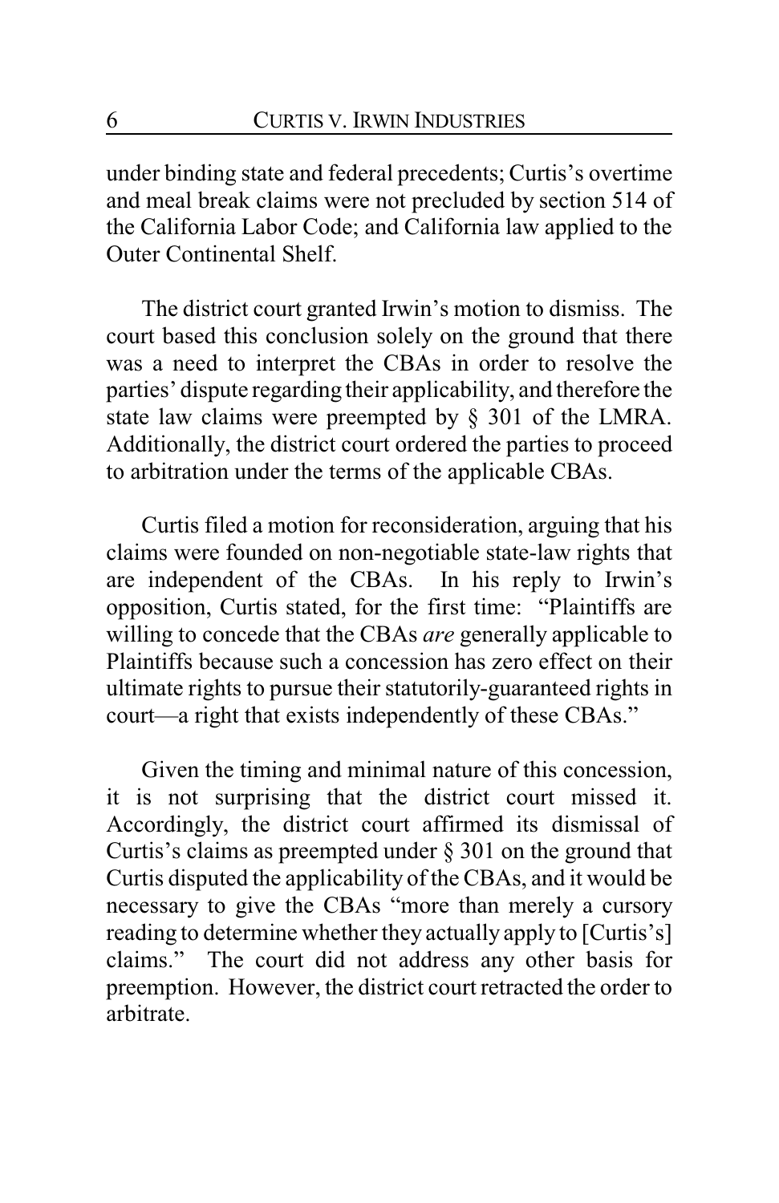under binding state and federal precedents; Curtis's overtime and meal break claims were not precluded by section 514 of the California Labor Code; and California law applied to the Outer Continental Shelf.

The district court granted Irwin's motion to dismiss. The court based this conclusion solely on the ground that there was a need to interpret the CBAs in order to resolve the parties' dispute regarding their applicability, and therefore the state law claims were preempted by § 301 of the LMRA. Additionally, the district court ordered the parties to proceed to arbitration under the terms of the applicable CBAs.

Curtis filed a motion for reconsideration, arguing that his claims were founded on non-negotiable state-law rights that are independent of the CBAs. In his reply to Irwin's opposition, Curtis stated, for the first time: "Plaintiffs are willing to concede that the CBAs *are* generally applicable to Plaintiffs because such a concession has zero effect on their ultimate rights to pursue their statutorily-guaranteed rights in court—a right that exists independently of these CBAs."

Given the timing and minimal nature of this concession, it is not surprising that the district court missed it. Accordingly, the district court affirmed its dismissal of Curtis's claims as preempted under § 301 on the ground that Curtis disputed the applicability of the CBAs, and it would be necessary to give the CBAs "more than merely a cursory reading to determine whether they actually apply to [Curtis's] claims." The court did not address any other basis for preemption. However, the district court retracted the order to arbitrate.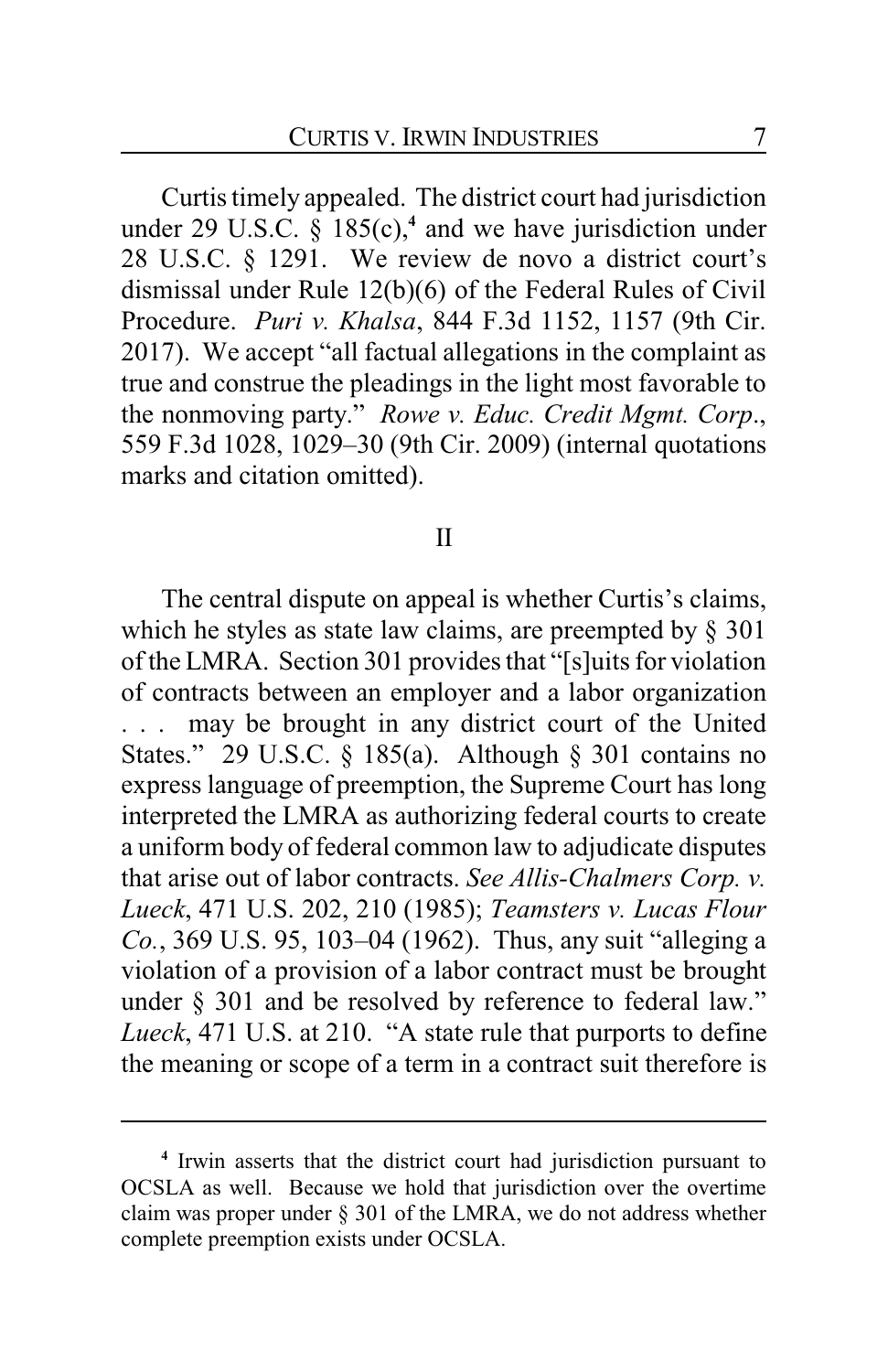Curtis timely appealed. The district court had jurisdiction under 29 U.S.C. § 185(c),[4] and we have jurisdiction under 28 U.S.C. § 1291. We review de novo a district court's dismissal under Rule 12(b)(6) of the Federal Rules of Civil Procedure. *Puri v. Khalsa*, 844 F.3d 1152, 1157 (9th Cir. 2017). We accept "all factual allegations in the complaint as true and construe the pleadings in the light most favorable to the nonmoving party." *Rowe v. Educ. Credit Mgmt. Corp.*, 559 F.3d 1028, 1029–30 (9th Cir. 2009) (internal quotations marks and citation omitted).

## II

The central dispute on appeal is whether Curtis's claims, which he styles as state law claims, are preempted by § 301 of the LMRA. Section 301 provides that "[s]uits for violation of contracts between an employer and a labor organization . . . may be brought in any district court of the United States." 29 U.S.C. § 185(a). Although § 301 contains no express language of preemption, the Supreme Court has long interpreted the LMRA as authorizing federal courts to create a uniform body of federal common law to adjudicate disputes that arise out of labor contracts. *See Allis-Chalmers Corp. v. Lueck*, 471 U.S. 202, 210 (1985); *Teamsters v. Lucas Flour Co.*, 369 U.S. 95, 103–04 (1962). Thus, any suit "alleging a violation of a provision of a labor contract must be brought under § 301 and be resolved by reference to federal law." *Lueck*, 471 U.S. at 210. "A state rule that purports to define the meaning or scope of a term in a contract suit therefore is

---

[4] Irwin asserts that the district court had jurisdiction pursuant to OCSLA as well. Because we hold that jurisdiction over the overtime claim was proper under § 301 of the LMRA, we do not address whether complete preemption exists under OCSLA.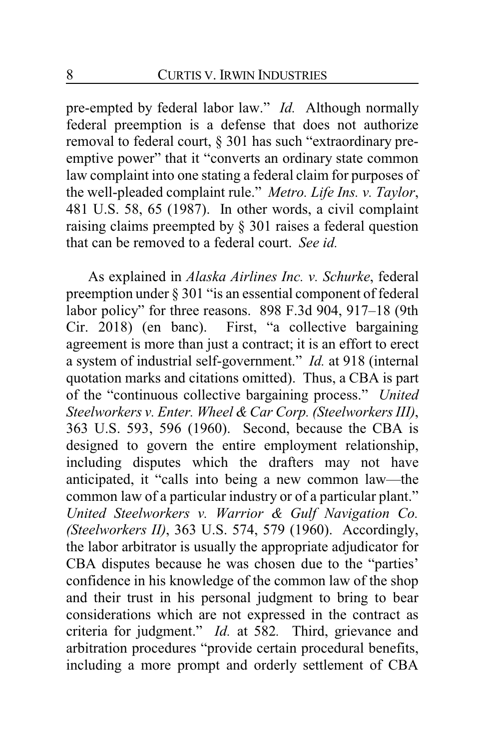pre-empted by federal labor law." *Id.* Although normally federal preemption is a defense that does not authorize removal to federal court, § 301 has such "extraordinary pre-emptive power" that it "converts an ordinary state common law complaint into one stating a federal claim for purposes of the well-pleaded complaint rule." *Metro. Life Ins. v. Taylor*, 481 U.S. 58, 65 (1987). In other words, a civil complaint raising claims preempted by § 301 raises a federal question that can be removed to a federal court. *See id.*

As explained in *Alaska Airlines Inc. v. Schurke*, federal preemption under § 301 "is an essential component of federal labor policy" for three reasons. 898 F.3d 904, 917–18 (9th Cir. 2018) (en banc). First, "a collective bargaining agreement is more than just a contract; it is an effort to erect a system of industrial self-government." *Id.* at 918 (internal quotation marks and citations omitted). Thus, a CBA is part of the "continuous collective bargaining process." *United Steelworkers v. Enter. Wheel & Car Corp. (Steelworkers III)*, 363 U.S. 593, 596 (1960). Second, because the CBA is designed to govern the entire employment relationship, including disputes which the drafters may not have anticipated, it "calls into being a new common law—the common law of a particular industry or of a particular plant." *United Steelworkers v. Warrior & Gulf Navigation Co. (Steelworkers II)*, 363 U.S. 574, 579 (1960). Accordingly, the labor arbitrator is usually the appropriate adjudicator for CBA disputes because he was chosen due to the "parties' confidence in his knowledge of the common law of the shop and their trust in his personal judgment to bring to bear considerations which are not expressed in the contract as criteria for judgment." *Id.* at 582. Third, grievance and arbitration procedures "provide certain procedural benefits, including a more prompt and orderly settlement of CBA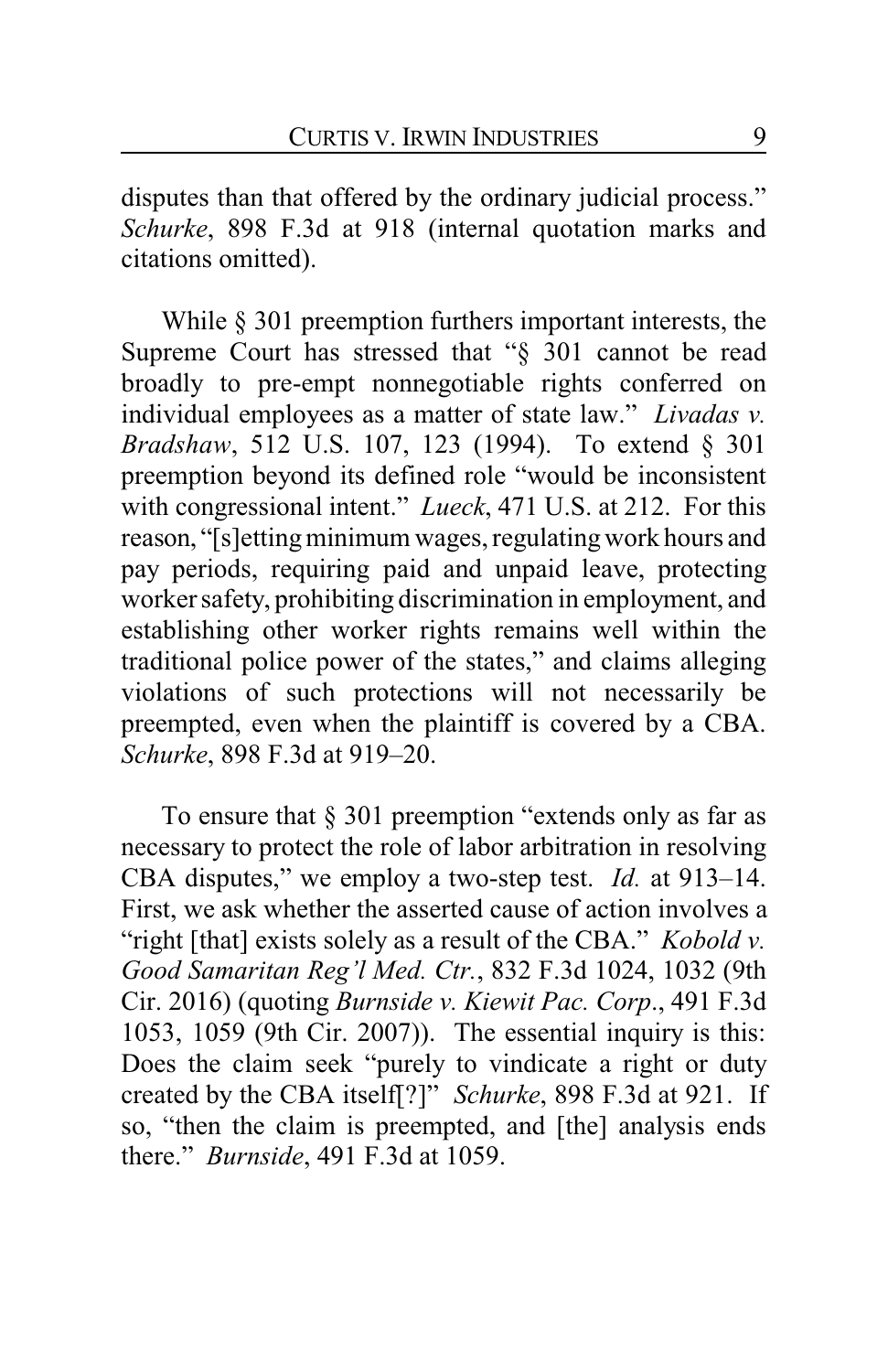disputes than that offered by the ordinary judicial process." *Schurke*, 898 F.3d at 918 (internal quotation marks and citations omitted).

While § 301 preemption furthers important interests, the Supreme Court has stressed that "§ 301 cannot be read broadly to pre-empt nonnegotiable rights conferred on individual employees as a matter of state law." *Livadas v. Bradshaw*, 512 U.S. 107, 123 (1994). To extend § 301 preemption beyond its defined role "would be inconsistent with congressional intent." *Lueck*, 471 U.S. at 212. For this reason, "[s]etting minimum wages, regulating work hours and pay periods, requiring paid and unpaid leave, protecting worker safety, prohibiting discrimination in employment, and establishing other worker rights remains well within the traditional police power of the states," and claims alleging violations of such protections will not necessarily be preempted, even when the plaintiff is covered by a CBA. *Schurke*, 898 F.3d at 919–20.

To ensure that § 301 preemption "extends only as far as necessary to protect the role of labor arbitration in resolving CBA disputes," we employ a two-step test. *Id.* at 913–14. First, we ask whether the asserted cause of action involves a "right [that] exists solely as a result of the CBA." *Kobold v. Good Samaritan Reg'l Med. Ctr.*, 832 F.3d 1024, 1032 (9th Cir. 2016) (quoting *Burnside v. Kiewit Pac. Corp*., 491 F.3d 1053, 1059 (9th Cir. 2007)). The essential inquiry is this: Does the claim seek "purely to vindicate a right or duty created by the CBA itself[?]" *Schurke*, 898 F.3d at 921. If so, "then the claim is preempted, and [the] analysis ends there." *Burnside*, 491 F.3d at 1059.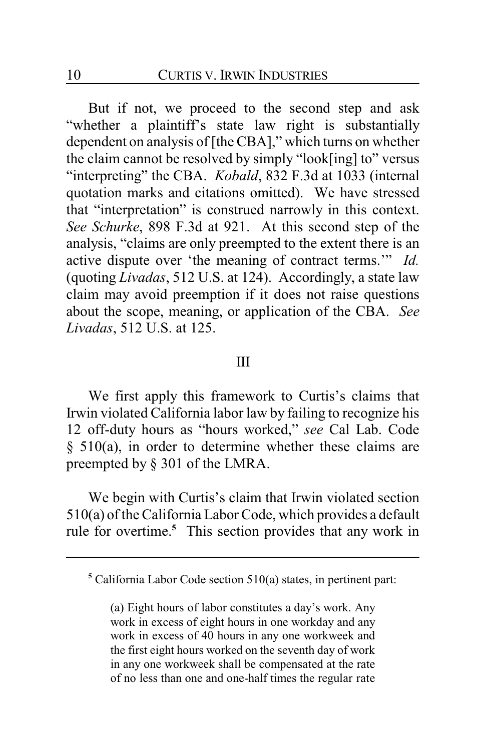But if not, we proceed to the second step and ask "whether a plaintiff's state law right is substantially dependent on analysis of [the CBA]," which turns on whether the claim cannot be resolved by simply "look[ing] to" versus "interpreting" the CBA. *Kobald*, 832 F.3d at 1033 (internal quotation marks and citations omitted). We have stressed that "interpretation" is construed narrowly in this context. *See Schurke*, 898 F.3d at 921. At this second step of the analysis, "claims are only preempted to the extent there is an active dispute over 'the meaning of contract terms.'" *Id.* (quoting *Livadas*, 512 U.S. at 124). Accordingly, a state law claim may avoid preemption if it does not raise questions about the scope, meaning, or application of the CBA. *See Livadas*, 512 U.S. at 125.

## III

We first apply this framework to Curtis's claims that Irwin violated California labor law by failing to recognize his 12 off-duty hours as "hours worked," *see* Cal Lab. Code § 510(a), in order to determine whether these claims are preempted by § 301 of the LMRA.

We begin with Curtis's claim that Irwin violated section 510(a) of the California Labor Code, which provides a default rule for overtime.[5] This section provides that any work in

---

[5] California Labor Code section 510(a) states, in pertinent part:

> (a) Eight hours of labor constitutes a day's work. Any work in excess of eight hours in one workday and any work in excess of 40 hours in any one workweek and the first eight hours worked on the seventh day of work in any one workweek shall be compensated at the rate of no less than one and one-half times the regular rate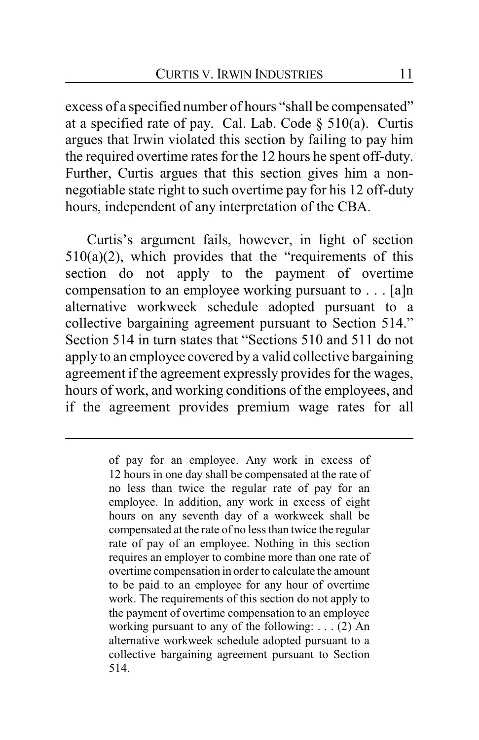excess of a specified number of hours "shall be compensated" at a specified rate of pay. Cal. Lab. Code § 510(a). Curtis argues that Irwin violated this section by failing to pay him the required overtime rates for the 12 hours he spent off-duty. Further, Curtis argues that this section gives him a non-negotiable state right to such overtime pay for his 12 off-duty hours, independent of any interpretation of the CBA.

Curtis's argument fails, however, in light of section 510(a)(2), which provides that the "requirements of this section do not apply to the payment of overtime compensation to an employee working pursuant to . . . [a]n alternative workweek schedule adopted pursuant to a collective bargaining agreement pursuant to Section 514." Section 514 in turn states that "Sections 510 and 511 do not apply to an employee covered by a valid collective bargaining agreement if the agreement expressly provides for the wages, hours of work, and working conditions of the employees, and if the agreement provides premium wage rates for all

---

of pay for an employee. Any work in excess of 12 hours in one day shall be compensated at the rate of no less than twice the regular rate of pay for an employee. In addition, any work in excess of eight hours on any seventh day of a workweek shall be compensated at the rate of no less than twice the regular rate of pay of an employee. Nothing in this section requires an employer to combine more than one rate of overtime compensation in order to calculate the amount to be paid to an employee for any hour of overtime work. The requirements of this section do not apply to the payment of overtime compensation to an employee working pursuant to any of the following: . . . (2) An alternative workweek schedule adopted pursuant to a collective bargaining agreement pursuant to Section 514.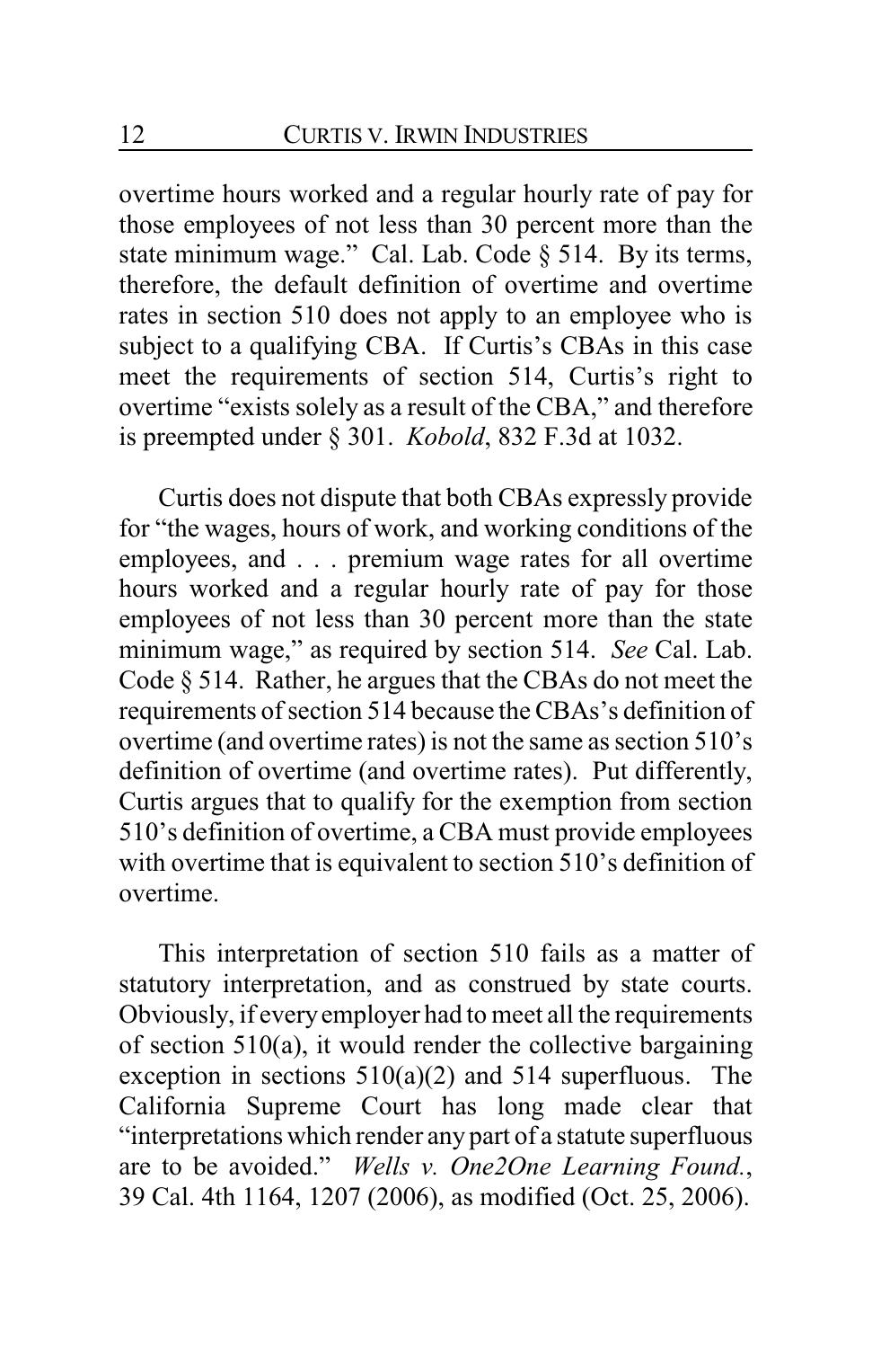overtime hours worked and a regular hourly rate of pay for those employees of not less than 30 percent more than the state minimum wage." Cal. Lab. Code § 514. By its terms, therefore, the default definition of overtime and overtime rates in section 510 does not apply to an employee who is subject to a qualifying CBA. If Curtis's CBAs in this case meet the requirements of section 514, Curtis's right to overtime "exists solely as a result of the CBA," and therefore is preempted under § 301. *Kobold*, 832 F.3d at 1032.

Curtis does not dispute that both CBAs expressly provide for "the wages, hours of work, and working conditions of the employees, and . . . premium wage rates for all overtime hours worked and a regular hourly rate of pay for those employees of not less than 30 percent more than the state minimum wage," as required by section 514. *See* Cal. Lab. Code § 514. Rather, he argues that the CBAs do not meet the requirements of section 514 because the CBAs's definition of overtime (and overtime rates) is not the same as section 510's definition of overtime (and overtime rates). Put differently, Curtis argues that to qualify for the exemption from section 510's definition of overtime, a CBA must provide employees with overtime that is equivalent to section 510's definition of overtime.

This interpretation of section 510 fails as a matter of statutory interpretation, and as construed by state courts. Obviously, if every employer had to meet all the requirements of section 510(a), it would render the collective bargaining exception in sections 510(a)(2) and 514 superfluous. The California Supreme Court has long made clear that "interpretations which render any part of a statute superfluous are to be avoided." *Wells v. One2One Learning Found.*, 39 Cal. 4th 1164, 1207 (2006), as modified (Oct. 25, 2006).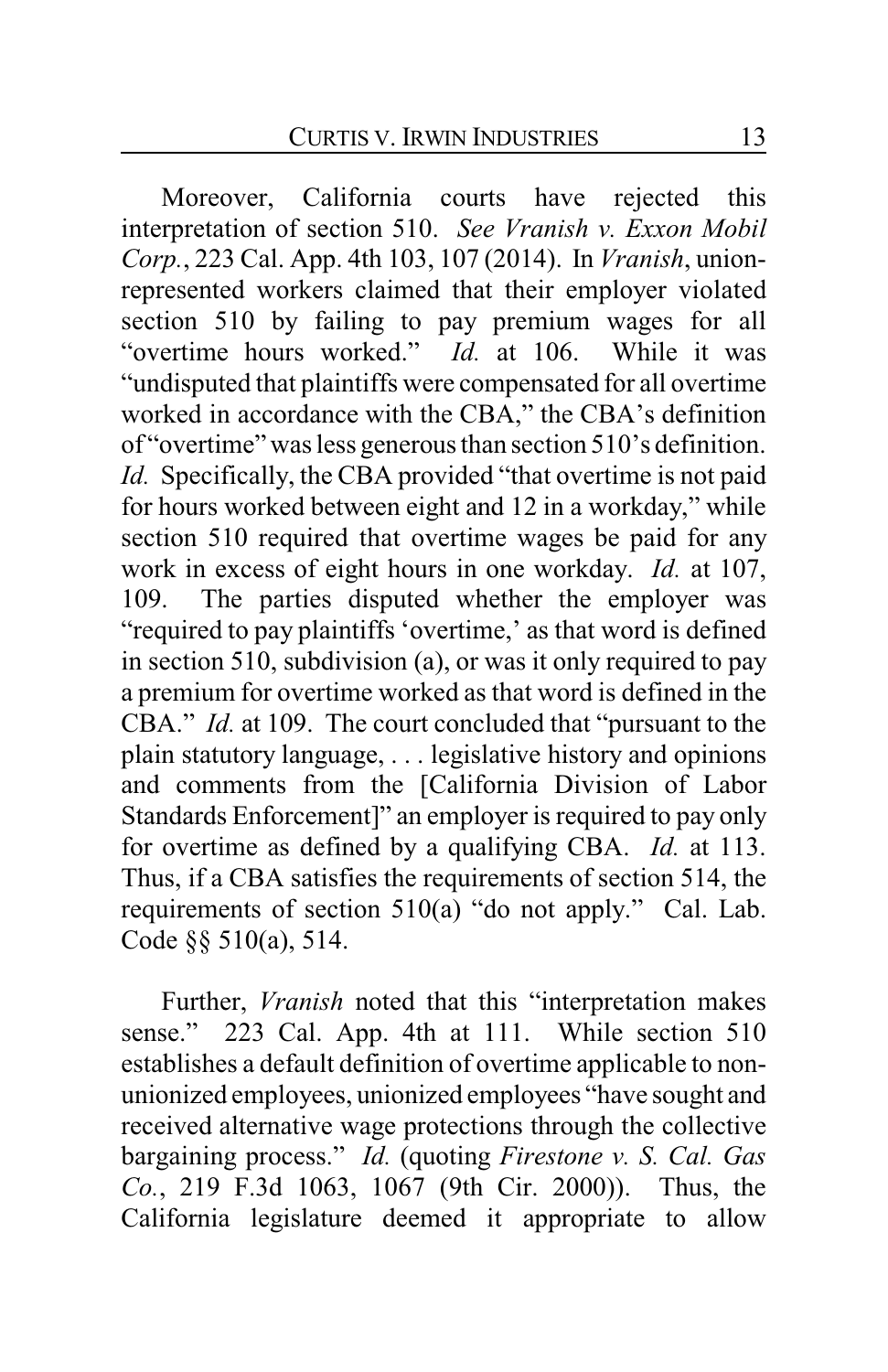Moreover, California courts have rejected this interpretation of section 510. *See Vranish v. Exxon Mobil Corp.*, 223 Cal. App. 4th 103, 107 (2014). In *Vranish*, union-represented workers claimed that their employer violated section 510 by failing to pay premium wages for all "overtime hours worked." *Id.* at 106. While it was "undisputed that plaintiffs were compensated for all overtime worked in accordance with the CBA," the CBA's definition of "overtime" was less generous than section 510's definition. *Id.* Specifically, the CBA provided "that overtime is not paid for hours worked between eight and 12 in a workday," while section 510 required that overtime wages be paid for any work in excess of eight hours in one workday. *Id.* at 107, 109. The parties disputed whether the employer was "required to pay plaintiffs 'overtime,' as that word is defined in section 510, subdivision (a), or was it only required to pay a premium for overtime worked as that word is defined in the CBA." *Id.* at 109. The court concluded that "pursuant to the plain statutory language, . . . legislative history and opinions and comments from the [California Division of Labor Standards Enforcement]" an employer is required to pay only for overtime as defined by a qualifying CBA. *Id.* at 113. Thus, if a CBA satisfies the requirements of section 514, the requirements of section 510(a) "do not apply." Cal. Lab. Code §§ 510(a), 514.

Further, *Vranish* noted that this "interpretation makes sense." 223 Cal. App. 4th at 111. While section 510 establishes a default definition of overtime applicable to non-unionized employees, unionized employees "have sought and received alternative wage protections through the collective bargaining process." *Id.* (quoting *Firestone v. S. Cal. Gas Co.*, 219 F.3d 1063, 1067 (9th Cir. 2000)). Thus, the California legislature deemed it appropriate to allow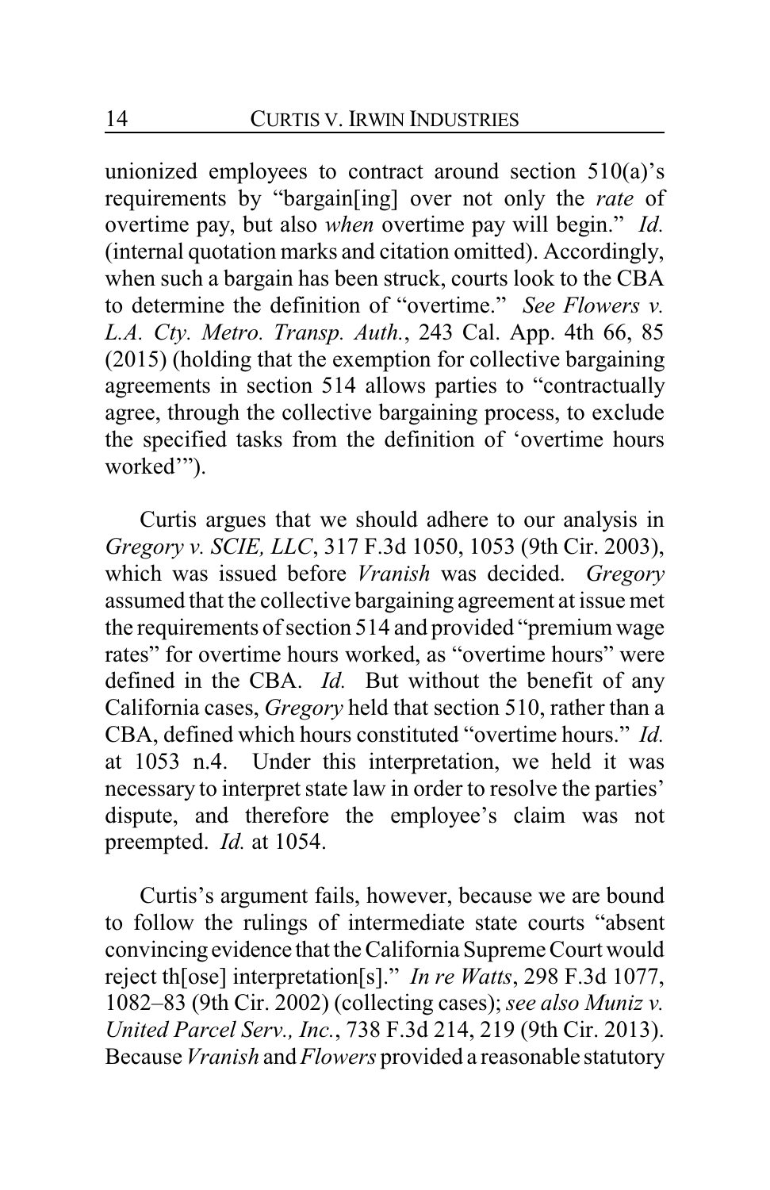unionized employees to contract around section 510(a)'s requirements by "bargain[ing] over not only the *rate* of overtime pay, but also *when* overtime pay will begin." *Id.* (internal quotation marks and citation omitted). Accordingly, when such a bargain has been struck, courts look to the CBA to determine the definition of "overtime." *See Flowers v. L.A. Cty. Metro. Transp. Auth.*, 243 Cal. App. 4th 66, 85 (2015) (holding that the exemption for collective bargaining agreements in section 514 allows parties to "contractually agree, through the collective bargaining process, to exclude the specified tasks from the definition of 'overtime hours worked'").

Curtis argues that we should adhere to our analysis in *Gregory v. SCIE, LLC*, 317 F.3d 1050, 1053 (9th Cir. 2003), which was issued before *Vranish* was decided. *Gregory* assumed that the collective bargaining agreement at issue met the requirements of section 514 and provided "premium wage rates" for overtime hours worked, as "overtime hours" were defined in the CBA. *Id.* But without the benefit of any California cases, *Gregory* held that section 510, rather than a CBA, defined which hours constituted "overtime hours." *Id.* at 1053 n.4. Under this interpretation, we held it was necessary to interpret state law in order to resolve the parties' dispute, and therefore the employee's claim was not preempted. *Id.* at 1054.

Curtis's argument fails, however, because we are bound to follow the rulings of intermediate state courts "absent convincing evidence that the California Supreme Court would reject th[ose] interpretation[s]." *In re Watts*, 298 F.3d 1077, 1082–83 (9th Cir. 2002) (collecting cases); *see also Muniz v. United Parcel Serv., Inc.*, 738 F.3d 214, 219 (9th Cir. 2013). Because *Vranish* and *Flowers* provided a reasonable statutory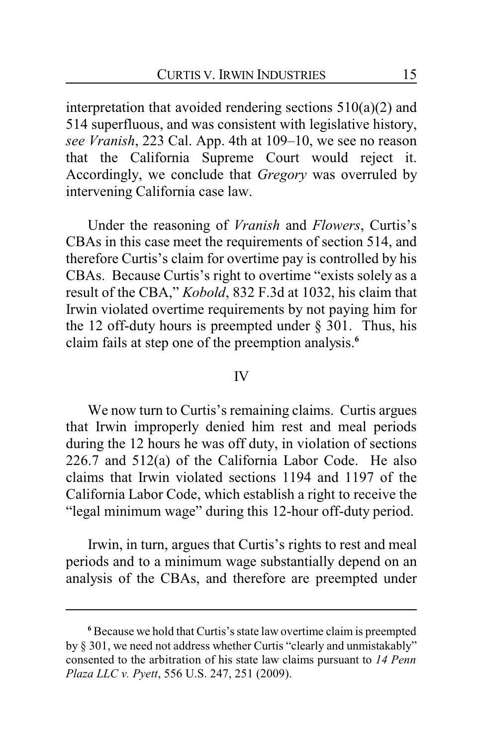interpretation that avoided rendering sections 510(a)(2) and 514 superfluous, and was consistent with legislative history, *see Vranish*, 223 Cal. App. 4th at 109–10, we see no reason that the California Supreme Court would reject it. Accordingly, we conclude that *Gregory* was overruled by intervening California case law.

Under the reasoning of *Vranish* and *Flowers*, Curtis's CBAs in this case meet the requirements of section 514, and therefore Curtis's claim for overtime pay is controlled by his CBAs. Because Curtis's right to overtime "exists solely as a result of the CBA," *Kobold*, 832 F.3d at 1032, his claim that Irwin violated overtime requirements by not paying him for the 12 off-duty hours is preempted under § 301. Thus, his claim fails at step one of the preemption analysis.[6]

## IV

We now turn to Curtis's remaining claims. Curtis argues that Irwin improperly denied him rest and meal periods during the 12 hours he was off duty, in violation of sections 226.7 and 512(a) of the California Labor Code. He also claims that Irwin violated sections 1194 and 1197 of the California Labor Code, which establish a right to receive the "legal minimum wage" during this 12-hour off-duty period.

Irwin, in turn, argues that Curtis's rights to rest and meal periods and to a minimum wage substantially depend on an analysis of the CBAs, and therefore are preempted under

---

[6] Because we hold that Curtis's state law overtime claim is preempted by § 301, we need not address whether Curtis "clearly and unmistakably" consented to the arbitration of his state law claims pursuant to *14 Penn Plaza LLC v. Pyett*, 556 U.S. 247, 251 (2009).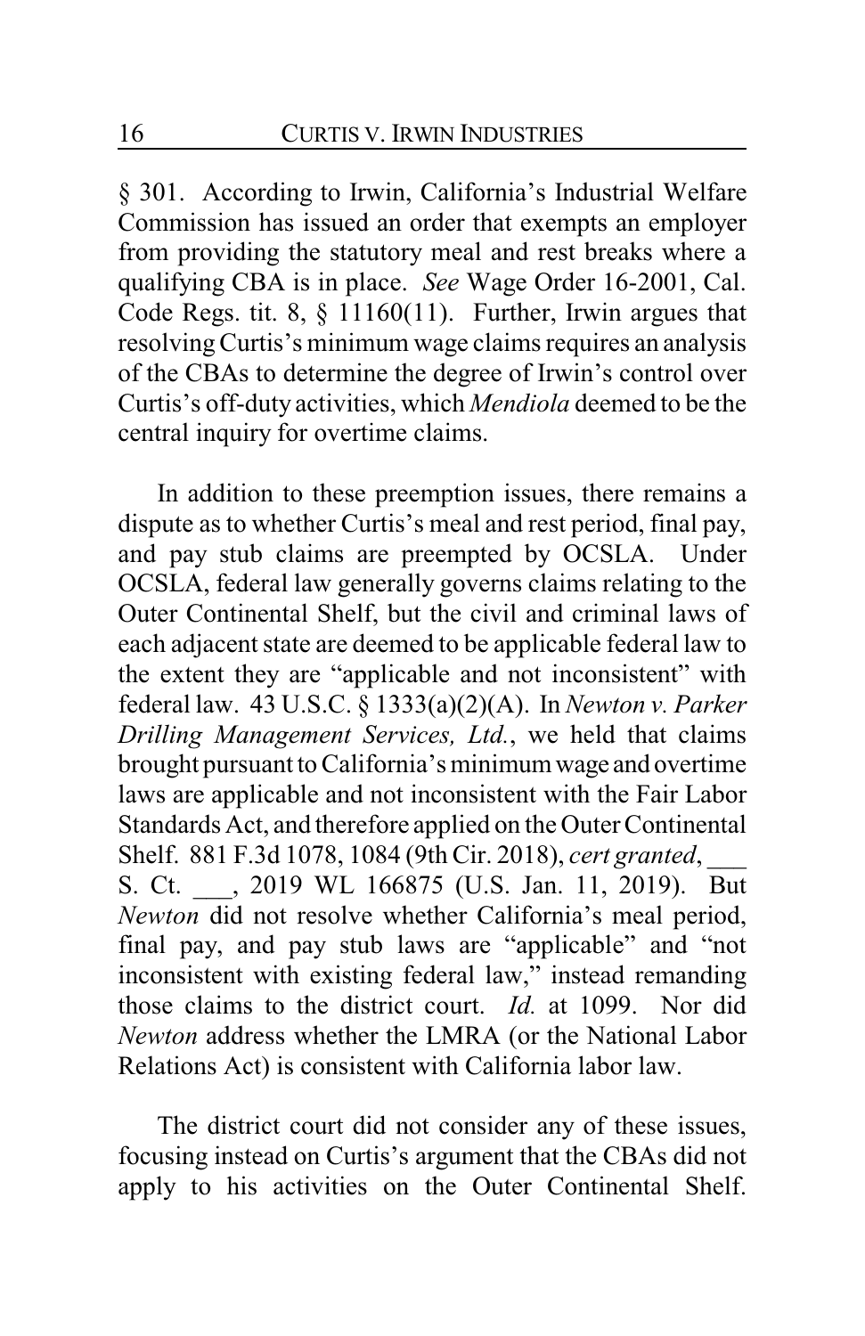§ 301. According to Irwin, California's Industrial Welfare Commission has issued an order that exempts an employer from providing the statutory meal and rest breaks where a qualifying CBA is in place. *See* Wage Order 16-2001, Cal. Code Regs. tit. 8, § 11160(11). Further, Irwin argues that resolving Curtis's minimum wage claims requires an analysis of the CBAs to determine the degree of Irwin's control over Curtis's off-duty activities, which *Mendiola* deemed to be the central inquiry for overtime claims.

In addition to these preemption issues, there remains a dispute as to whether Curtis's meal and rest period, final pay, and pay stub claims are preempted by OCSLA. Under OCSLA, federal law generally governs claims relating to the Outer Continental Shelf, but the civil and criminal laws of each adjacent state are deemed to be applicable federal law to the extent they are "applicable and not inconsistent" with federal law. 43 U.S.C. § 1333(a)(2)(A). In *Newton v. Parker Drilling Management Services, Ltd.*, we held that claims brought pursuant to California's minimum wage and overtime laws are applicable and not inconsistent with the Fair Labor Standards Act, and therefore applied on the Outer Continental Shelf. 881 F.3d 1078, 1084 (9th Cir. 2018), *cert granted*, ___ S. Ct. ___, 2019 WL 166875 (U.S. Jan. 11, 2019). But *Newton* did not resolve whether California's meal period, final pay, and pay stub laws are "applicable" and "not inconsistent with existing federal law," instead remanding those claims to the district court. *Id.* at 1099. Nor did *Newton* address whether the LMRA (or the National Labor Relations Act) is consistent with California labor law.

The district court did not consider any of these issues, focusing instead on Curtis's argument that the CBAs did not apply to his activities on the Outer Continental Shelf.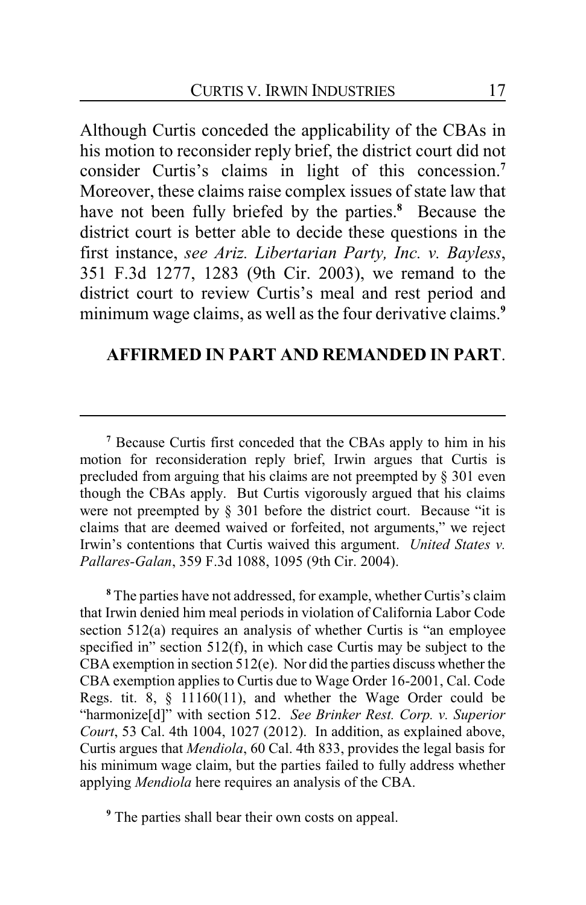Although Curtis conceded the applicability of the CBAs in his motion to reconsider reply brief, the district court did not consider Curtis's claims in light of this concession.[7] Moreover, these claims raise complex issues of state law that have not been fully briefed by the parties.[8] Because the district court is better able to decide these questions in the first instance, *see Ariz. Libertarian Party, Inc. v. Bayless*, 351 F.3d 1277, 1283 (9th Cir. 2003), we remand to the district court to review Curtis's meal and rest period and minimum wage claims, as well as the four derivative claims.[9]

**AFFIRMED IN PART AND REMANDED IN PART**.

---

[7] Because Curtis first conceded that the CBAs apply to him in his motion for reconsideration reply brief, Irwin argues that Curtis is precluded from arguing that his claims are not preempted by § 301 even though the CBAs apply. But Curtis vigorously argued that his claims were not preempted by § 301 before the district court. Because "it is claims that are deemed waived or forfeited, not arguments," we reject Irwin's contentions that Curtis waived this argument. *United States v. Pallares-Galan*, 359 F.3d 1088, 1095 (9th Cir. 2004).

[8] The parties have not addressed, for example, whether Curtis's claim that Irwin denied him meal periods in violation of California Labor Code section 512(a) requires an analysis of whether Curtis is "an employee specified in" section 512(f), in which case Curtis may be subject to the CBA exemption in section 512(e). Nor did the parties discuss whether the CBA exemption applies to Curtis due to Wage Order 16-2001, Cal. Code Regs. tit. 8, § 11160(11), and whether the Wage Order could be "harmonize[d]" with section 512. *See Brinker Rest. Corp. v. Superior Court*, 53 Cal. 4th 1004, 1027 (2012). In addition, as explained above, Curtis argues that *Mendiola*, 60 Cal. 4th 833, provides the legal basis for his minimum wage claim, but the parties failed to fully address whether applying *Mendiola* here requires an analysis of the CBA.

[9] The parties shall bear their own costs on appeal.